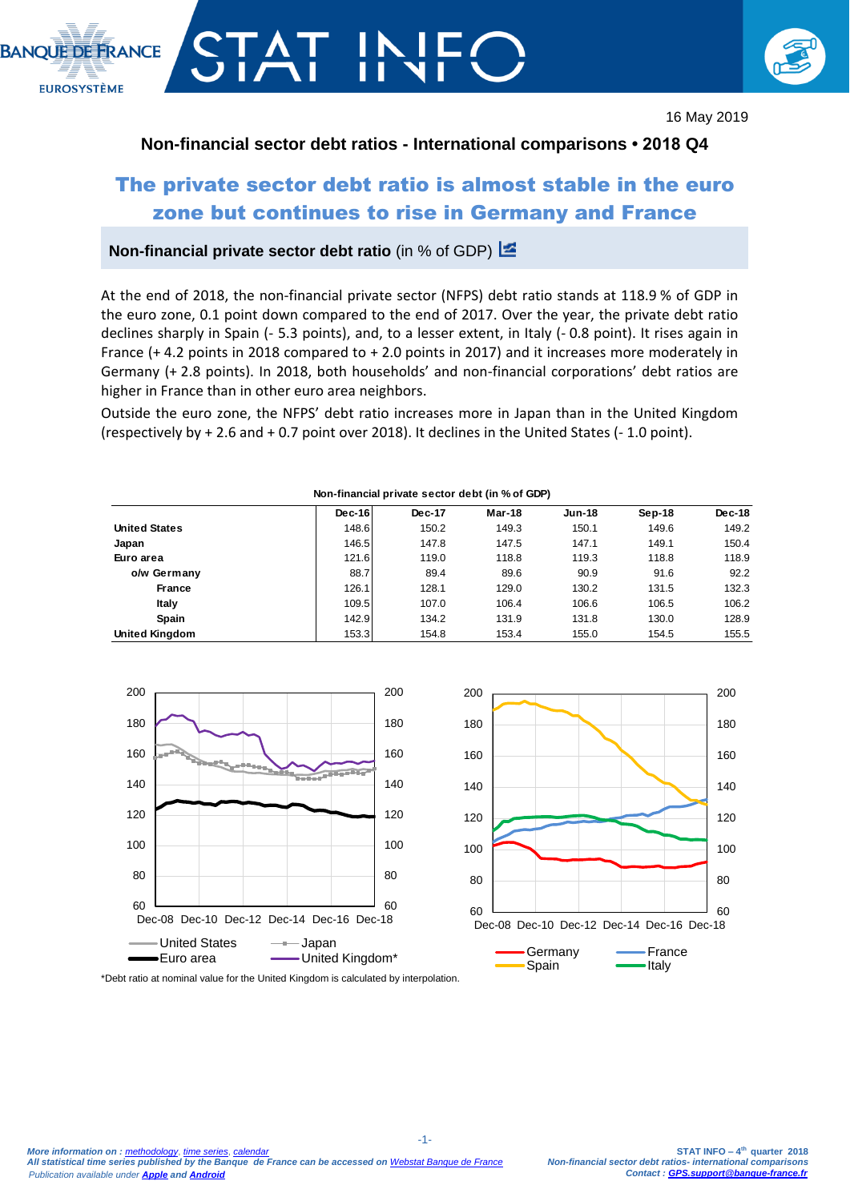16 May 2019

**Non-financial sector debt ratios - International comparisons • 2018 Q4**

# The private sector debt ratio is almost stable in the euro zone but continues to rise in Germany and France

## Non-financial private sector debt ratio (in % of GDP)

At the end of 2018, the non-financial private sector (NFPS) debt ratio stands at 118.9 % of GDP in the euro zone, 0.1 point down compared to the end of 2017. Over the year, the private debt ratio declines sharply in Spain (- 5.3 points), and, to a lesser extent, in Italy (- 0.8 point). It rises again in France (+ 4.2 points in 2018 compared to + 2.0 points in 2017) and it increases more moderately in Germany (+ 2.8 points). In 2018, both households' and non-financial corporations' debt ratios are higher in France than in other euro area neighbors.

Outside the euro zone, the NFPS' debt ratio increases more in Japan than in the United Kingdom (respectively by + 2.6 and + 0.7 point over 2018). It declines in the United States (- 1.0 point).

**Non-financial private sector debt (in % of GDP)**

| | Dec-16 | Dec-17 | Mar-18 | Jun-18 | Sep-18 | Dec-18 |
|---|---|---|---|---|---|---|
| **United States** | 148.6 | 150.2 | 149.3 | 150.1 | 149.6 | 149.2 |
| **Japan** | 146.5 | 147.8 | 147.5 | 147.1 | 149.1 | 150.4 |
| **Euro area** | 121.6 | 119.0 | 118.8 | 119.3 | 118.8 | 118.9 |
| **o/w Germany** | 88.7 | 89.4 | 89.6 | 90.9 | 91.6 | 92.2 |
| **France** | 126.1 | 128.1 | 129.0 | 130.2 | 131.5 | 132.3 |
| **Italy** | 109.5 | 107.0 | 106.4 | 106.6 | 106.5 | 106.2 |
| **Spain** | 142.9 | 134.2 | 131.9 | 131.8 | 130.0 | 128.9 |
| **United Kingdom** | 153.3 | 154.8 | 153.4 | 155.0 | 154.5 | 155.5 |

*Debt ratio at nominal value for the United Kingdom is calculated by interpolation.

*More information on : methodology, time series, calendar*
*All statistical time series published by the Banque de France can be accessed on Webstat Banque de France*
*Publication available under **Apple** and **Android***

**STAT INFO – 4th quarter 2018**
*Non-financial sector debt ratios- international comparisons*
*Contact : GPS.support@banque-france.fr*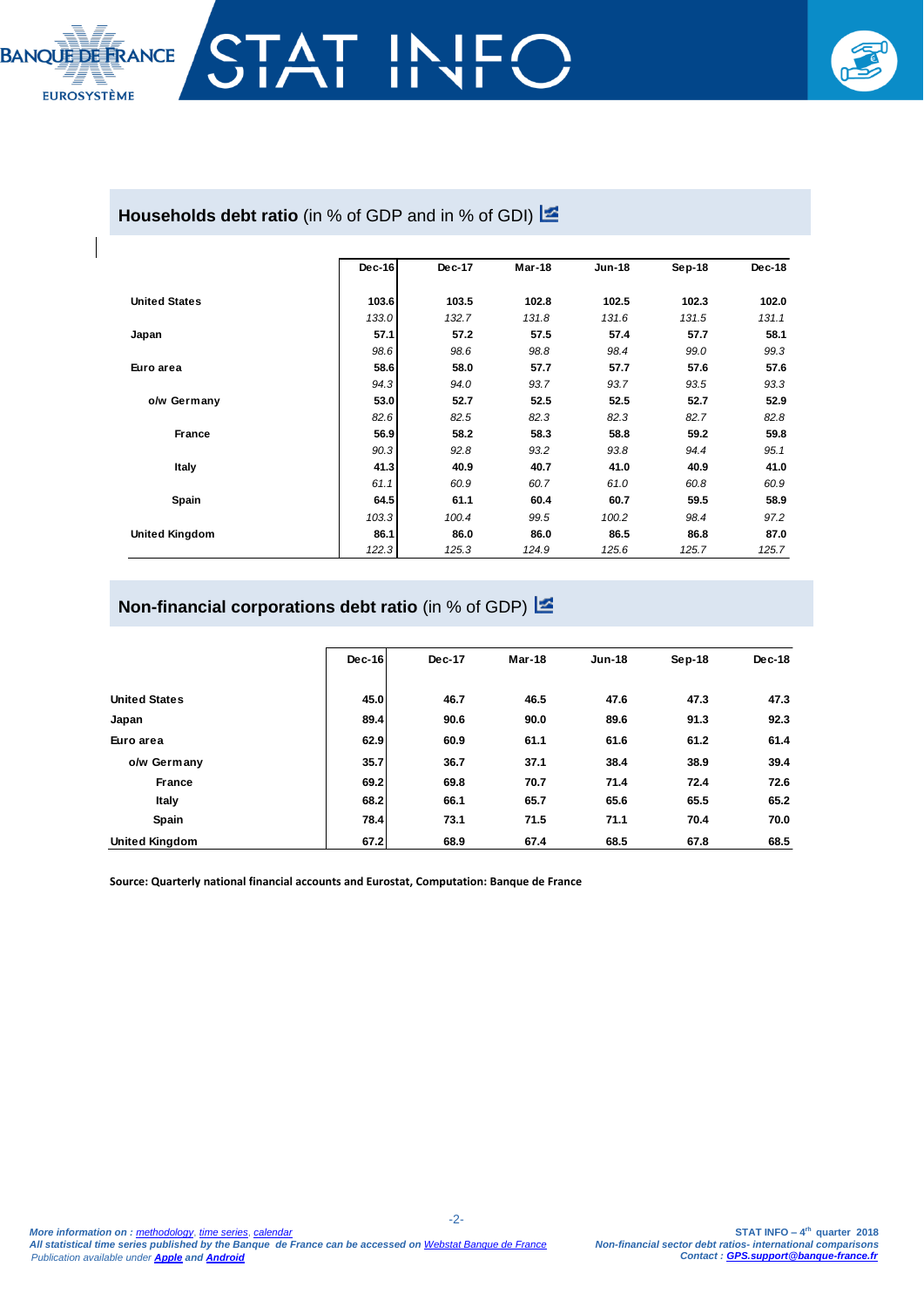## **Households debt ratio** (in % of GDP and in % of GDI)

| | Dec-16 | Dec-17 | Mar-18 | Jun-18 | Sep-18 | Dec-18 |
|---|---|---|---|---|---|---|
| **United States** | **103.6** | **103.5** | **102.8** | **102.5** | **102.3** | **102.0** |
| | *133.0* | *132.7* | *131.8* | *131.6* | *131.5* | *131.1* |
| **Japan** | **57.1** | **57.2** | **57.5** | **57.4** | **57.7** | **58.1** |
| | *98.6* | *98.6* | *98.8* | *98.4* | *99.0* | *99.3* |
| **Euro area** | **58.6** | **58.0** | **57.7** | **57.7** | **57.6** | **57.6** |
| | *94.3* | *94.0* | *93.7* | *93.7* | *93.5* | *93.3* |
| **o/w Germany** | **53.0** | **52.7** | **52.5** | **52.5** | **52.7** | **52.9** |
| | *82.6* | *82.5* | *82.3* | *82.3* | *82.7* | *82.8* |
| **France** | **56.9** | **58.2** | **58.3** | **58.8** | **59.2** | **59.8** |
| | *90.3* | *92.8* | *93.2* | *93.8* | *94.4* | *95.1* |
| **Italy** | **41.3** | **40.9** | **40.7** | **41.0** | **40.9** | **41.0** |
| | *61.1* | *60.9* | *60.7* | *61.0* | *60.8* | *60.9* |
| **Spain** | **64.5** | **61.1** | **60.4** | **60.7** | **59.5** | **58.9** |
| | *103.3* | *100.4* | *99.5* | *100.2* | *98.4* | *97.2* |
| **United Kingdom** | **86.1** | **86.0** | **86.0** | **86.5** | **86.8** | **87.0** |
| | *122.3* | *125.3* | *124.9* | *125.6* | *125.7* | *125.7* |

## **Non-financial corporations debt ratio** (in % of GDP)

| | Dec-16 | Dec-17 | Mar-18 | Jun-18 | Sep-18 | Dec-18 |
|---|---|---|---|---|---|---|
| **United States** | **45.0** | **46.7** | **46.5** | **47.6** | **47.3** | **47.3** |
| **Japan** | **89.4** | **90.6** | **90.0** | **89.6** | **91.3** | **92.3** |
| **Euro area** | **62.9** | **60.9** | **61.1** | **61.6** | **61.2** | **61.4** |
| **o/w Germany** | **35.7** | **36.7** | **37.1** | **38.4** | **38.9** | **39.4** |
| **France** | **69.2** | **69.8** | **70.7** | **71.4** | **72.4** | **72.6** |
| **Italy** | **68.2** | **66.1** | **65.7** | **65.6** | **65.5** | **65.2** |
| **Spain** | **78.4** | **73.1** | **71.5** | **71.1** | **70.4** | **70.0** |
| **United Kingdom** | **67.2** | **68.9** | **67.4** | **68.5** | **67.8** | **68.5** |

**Source: Quarterly national financial accounts and Eurostat, Computation: Banque de France**

*More information on : methodology, time series, calendar*
*All statistical time series published by the Banque de France can be accessed on Webstat Banque de France*
*Publication available under **Apple** and **Android***

**STAT INFO – 4th quarter 2018**
*Non-financial sector debt ratios- international comparisons*
*Contact : **GPS.support@banque-france.fr***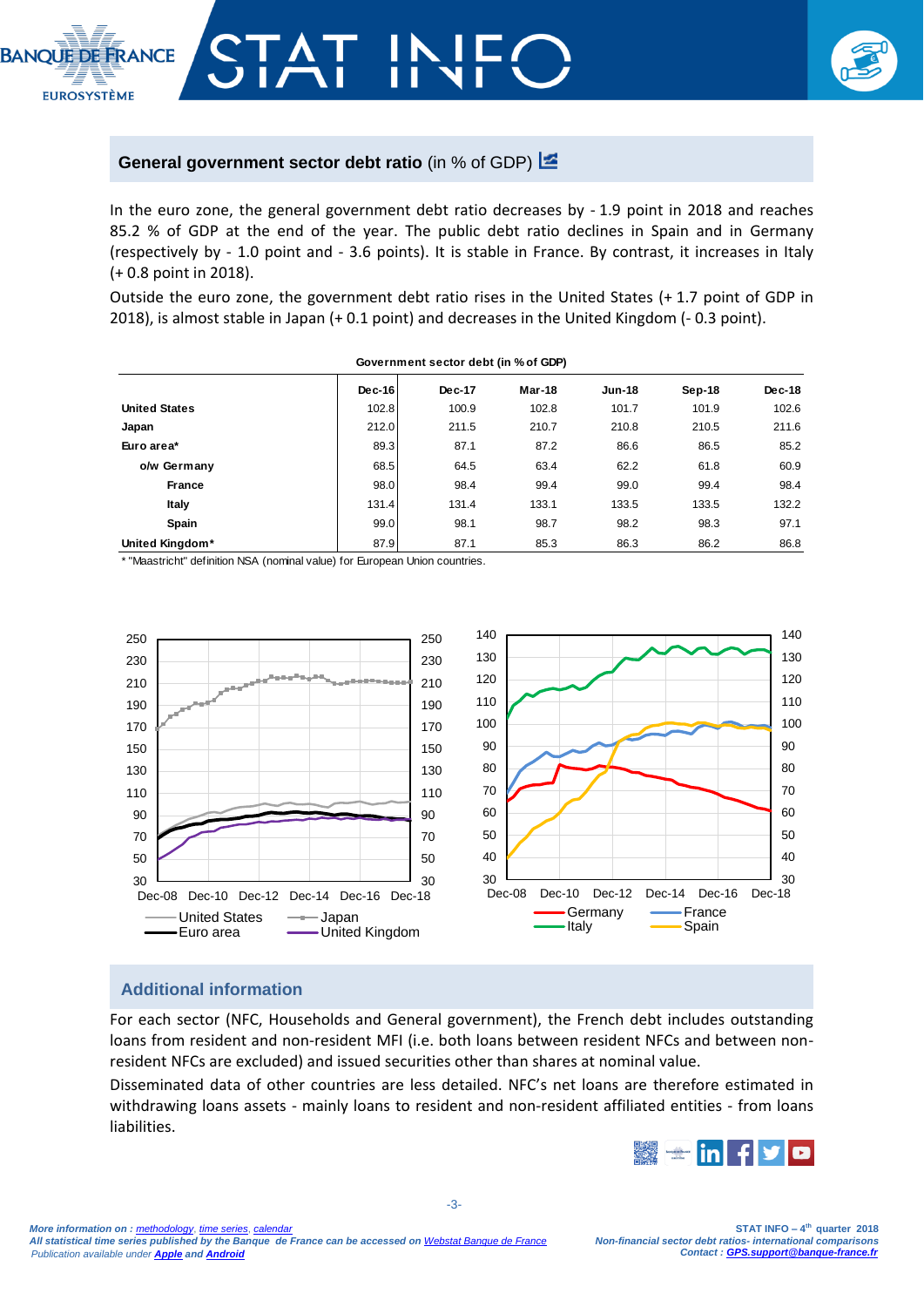## General government sector debt ratio (in % of GDP)

In the euro zone, the general government debt ratio decreases by - 1.9 point in 2018 and reaches 85.2 % of GDP at the end of the year. The public debt ratio declines in Spain and in Germany (respectively by - 1.0 point and - 3.6 points). It is stable in France. By contrast, it increases in Italy (+ 0.8 point in 2018).

Outside the euro zone, the government debt ratio rises in the United States (+ 1.7 point of GDP in 2018), is almost stable in Japan (+ 0.1 point) and decreases in the United Kingdom (- 0.3 point).

**Government sector debt (in % of GDP)**

| | Dec-16 | Dec-17 | Mar-18 | Jun-18 | Sep-18 | Dec-18 |
|---|---|---|---|---|---|---|
| **United States** | 102.8 | 100.9 | 102.8 | 101.7 | 101.9 | 102.6 |
| **Japan** | 212.0 | 211.5 | 210.7 | 210.8 | 210.5 | 211.6 |
| **Euro area*** | 89.3 | 87.1 | 87.2 | 86.6 | 86.5 | 85.2 |
| **o/w Germany** | 68.5 | 64.5 | 63.4 | 62.2 | 61.8 | 60.9 |
| **France** | 98.0 | 98.4 | 99.4 | 99.0 | 99.4 | 98.4 |
| **Italy** | 131.4 | 131.4 | 133.1 | 133.5 | 133.5 | 132.2 |
| **Spain** | 99.0 | 98.1 | 98.7 | 98.2 | 98.3 | 97.1 |
| **United Kingdom*** | 87.9 | 87.1 | 85.3 | 86.3 | 86.2 | 86.8 |

* "Maastricht" definition NSA (nominal value) for European Union countries.

250 230 210 190 170 150 130 110 90 70 50 30
Dec-08 Dec-10 Dec-12 Dec-14 Dec-16 Dec-18
United States, Japan, Euro area, United Kingdom

140 130 120 110 100 90 80 70 60 50 40 30
Dec-08 Dec-10 Dec-12 Dec-14 Dec-16 Dec-18
Germany, France, Italy, Spain

## Additional information

For each sector (NFC, Households and General government), the French debt includes outstanding loans from resident and non-resident MFI (i.e. both loans between resident NFCs and between non-resident NFCs are excluded) and issued securities other than shares at nominal value.

Disseminated data of other countries are less detailed. NFC's net loans are therefore estimated in withdrawing loans assets - mainly loans to resident and non-resident affiliated entities - from loans liabilities.

*More information on : methodology, time series, calendar*
*All statistical time series published by the Banque de France can be accessed on Webstat Banque de France*
*Publication available under **Apple** and **Android***

**STAT INFO – 4th quarter 2018**
*Non-financial sector debt ratios- international comparisons*
*Contact : GPS.support@banque-france.fr*